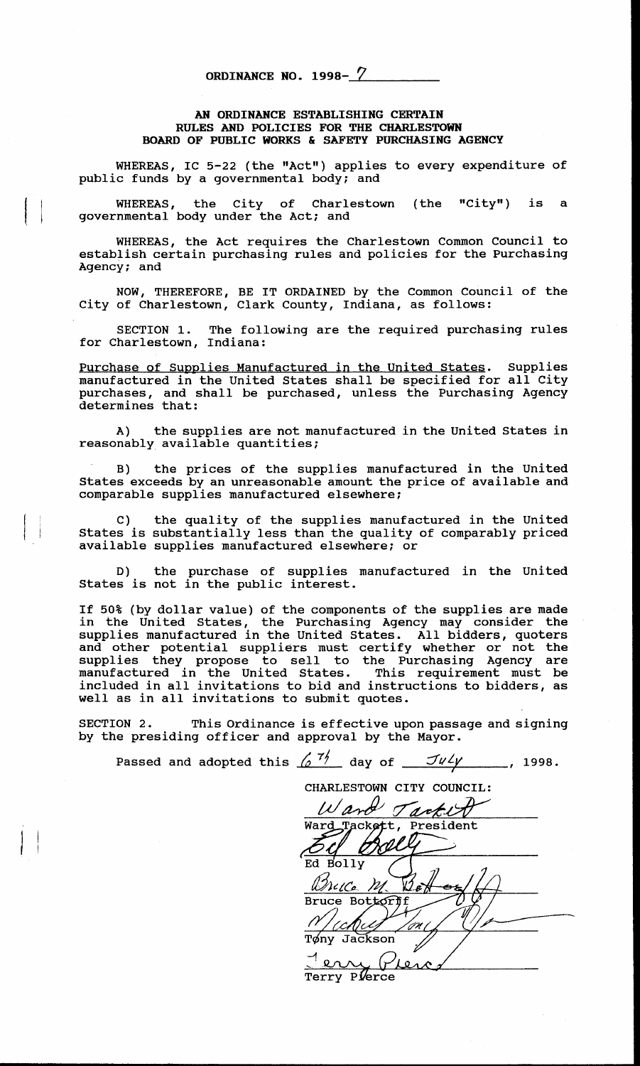**ORDINANCE NO. 1998-7**

**AN ORDINANCE ESTABLISHING CERTAIN RULES AND POLICIES FOR THE CHARLESTOWN BOARD OF PUBLIC WORKS & SAFETY PURCHASING AGENCY**

WHEREAS, IC 5-22 (the "Act") applies to every expenditure of public funds by a governmental body; and

WHEREAS, the City of Charlestown (the "City") is a governmental body under the Act; and

WHEREAS, the Act requires the Charlestown Common Council to establish certain purchasing rules and policies for the Purchasing Agency; and

NOW, THEREFORE, BE IT ORDAINED by the Common Council of the City of Charlestown, Clark County, Indiana, as follows:

SECTION 1. The following are the required purchasing rules for Charlestown, Indiana:

Purchase of Supplies Manufactured in the United States. Supplies manufactured in the United States shall be specified for all City purchases, and shall be purchased, unless the Purchasing Agency determines that:

A) the supplies are not manufactured in the United States in reasonably available quantities;

B) the prices of the supplies manufactured in the United States exceeds by an unreasonable amount the price of available and comparable supplies manufactured elsewhere;

C) the quality of the supplies manufactured in the United States is substantially less than the quality of comparably priced available supplies manufactured elsewhere; or

D) the purchase of supplies manufactured in the United States is not in the public interest.

If 50% (by dollar value) of the components of the supplies are made in the United States, the Purchasing Agency may consider the supplies manufactured in the United States. All bidders, quoters and other potential suppliers must certify whether or not the supplies they propose to sell to the Purchasing Agency are manufactured in the United States. This requirement must be included in all invitations to bid and instructions to bidders, as well as in all invitations to submit quotes.

SECTION 2. This Ordinance is effective upon passage and signing by the presiding officer and approval by the Mayor.

Passed and adopted this 6th day of July, 1998.

CHARLESTOWN CITY COUNCIL:

Ward Tackett, President

Ed Bolly

Bruce Bottorff

Tony Jackson

Terry Pierce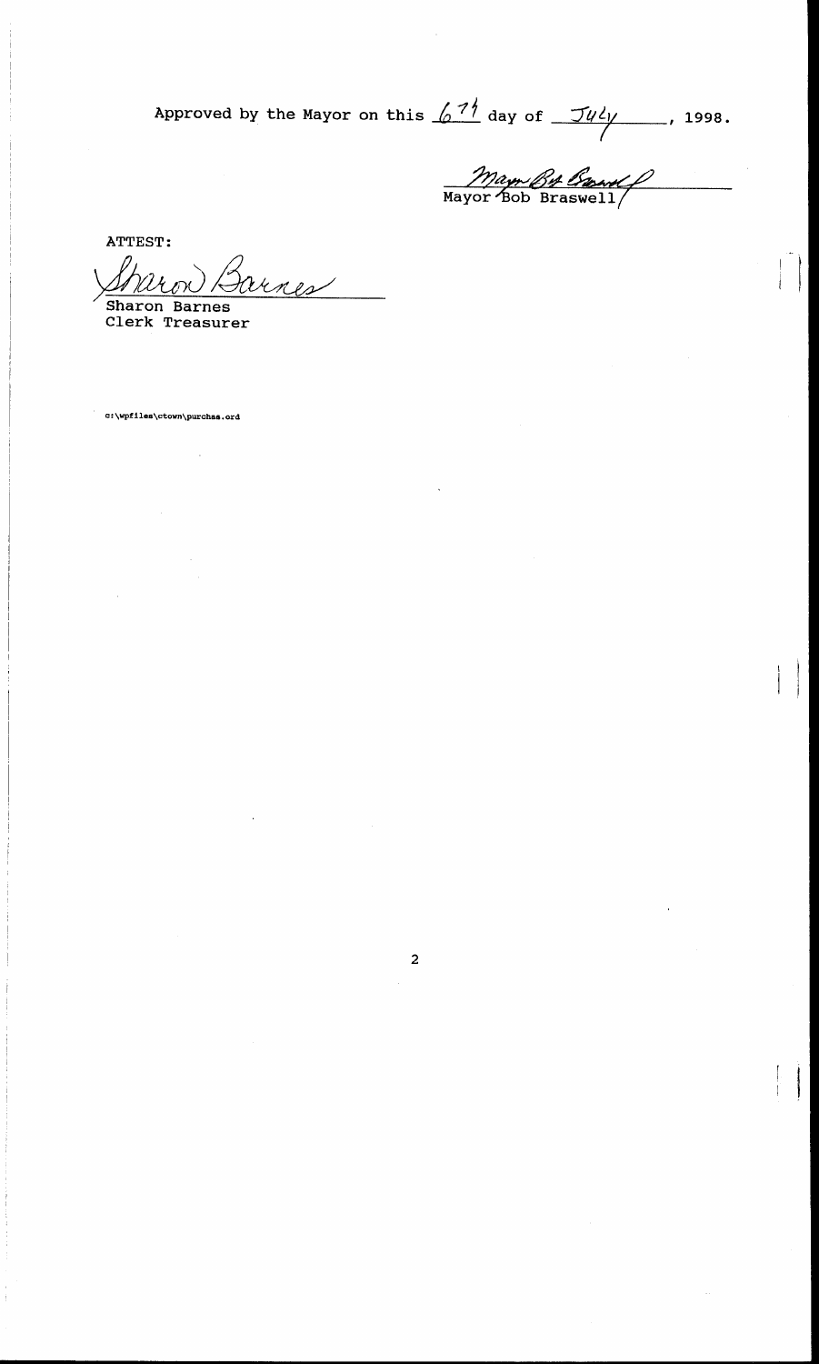Approved by the Mayor on this 6th day of July, 1998.

Mayor Bob Braswell
Mayor Bob Braswell

ATTEST:

Sharon Barnes
Sharon Barnes
Clerk Treasurer

c:\wpfiles\ctown\purchas.ord